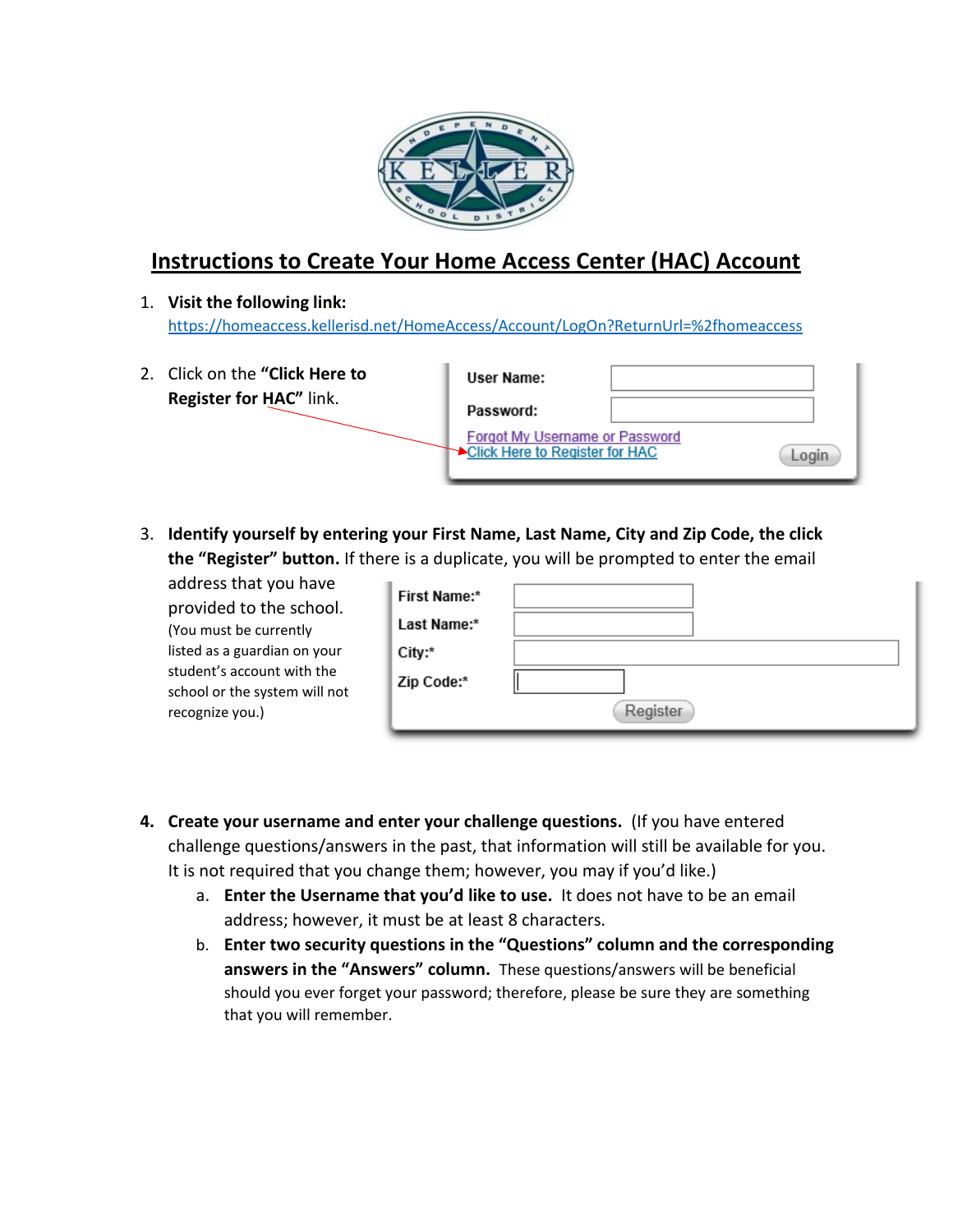# Instructions to Create Your Home Access Center (HAC) Account

1. **Visit the following link:** https://homeaccess.kellerisd.net/HomeAccess/Account/LogOn?ReturnUrl=%2fhomeaccess

2. Click on the **"Click Here to Register for HAC"** link.

   User Name:
   Password:
   Forgot My Username or Password
   Click Here to Register for HAC
   Login

3. **Identify yourself by entering your First Name, Last Name, City and Zip Code, the click the "Register" button.** If there is a duplicate, you will be prompted to enter the email address that you have provided to the school. (You must be currently listed as a guardian on your student's account with the school or the system will not recognize you.)

   First Name:*
   Last Name:*
   City:*
   Zip Code:*
   Register

4. **Create your username and enter your challenge questions.** (If you have entered challenge questions/answers in the past, that information will still be available for you. It is not required that you change them; however, you may if you'd like.)
   a. **Enter the Username that you'd like to use.** It does not have to be an email address; however, it must be at least 8 characters.
   b. **Enter two security questions in the "Questions" column and the corresponding answers in the "Answers" column.** These questions/answers will be beneficial should you ever forget your password; therefore, please be sure they are something that you will remember.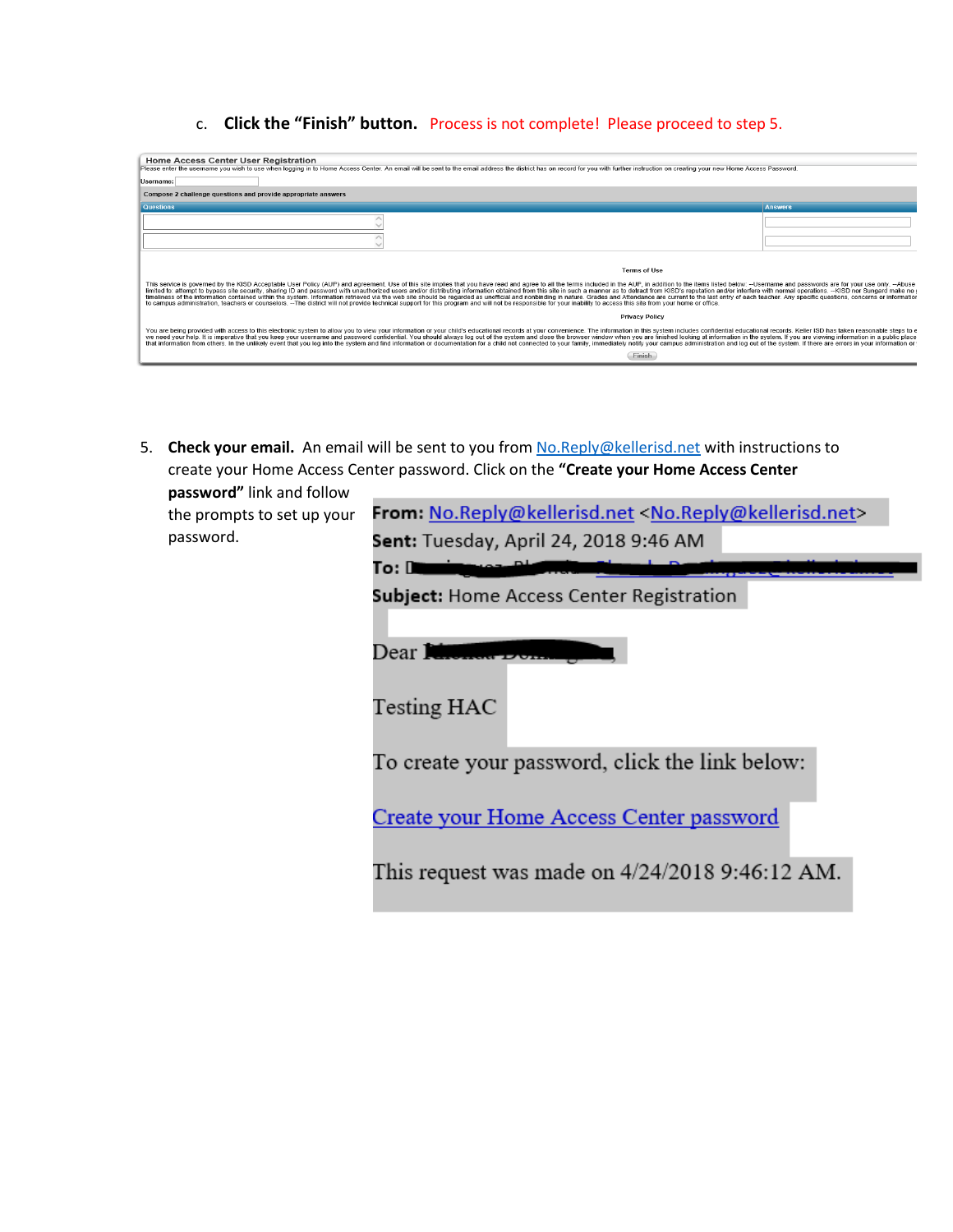c. **Click the "Finish" button.** Process is not complete! Please proceed to step 5.

**Home Access Center User Registration**

Please enter the username you wish to use when logging in to Home Access Center. An email will be sent to the email address the district has on record for you with further instruction on creating your new Home Access Password.

Username:

Compose 2 challenge questions and provide appropriate answers

| Questions | Answers |
| --- | --- |
| | |
| | |

Terms of Use

This service is governed by the KISD Acceptable User Policy (AUP) and agreement. Use of this site implies that you have read and agree to all the terms included in the AUP, in addition to the items listed below: --Username and passwords are for your use only. --Abuse limited to: attempt to bypass site security, sharing ID and password with unauthorized users and/or distributing information obtained from this site in such a manner as to detract from KISD's reputation and/or interfere with normal operations. --KISD nor Sungard make no timeliness of the information contained within the system. Information retrieved via the web site should be regarded as unofficial and nonbinding in nature. Grades and Attendance are current to the last entry of each teacher. Any specific questions, concerns or information to campus administration, teachers or counselors. --The district will not provide technical support for this program and will not be responsible for your inability to access this site from your home or office.

Privacy Policy

You are being provided with access to this electronic system to allow you to view your information or your child's educational records at your convenience. The information in this system includes confidential educational records. Keller ISD has taken reasonable steps to e we need your help. It is imperative that you keep your username and password confidential. You should always log out of the system and close the browser window when you are finished looking at information in the system. If you are viewing information in a public place that information from others. In the unlikely event that you log into the system and find information or documentation for a child not connected to your family, immediately notify your campus administration and log out of the system. If there are errors in your information or

Finish

5. **Check your email.** An email will be sent to you from No.Reply@kellerisd.net with instructions to create your Home Access Center password. Click on the **"Create your Home Access Center password"** link and follow the prompts to set up your password.

**From:** No.Reply@kellerisd.net <No.Reply@kellerisd.net>
**Sent:** Tuesday, April 24, 2018 9:46 AM
**To:** [redacted]
**Subject:** Home Access Center Registration

Dear [redacted],

Testing HAC

To create your password, click the link below:

Create your Home Access Center password

This request was made on 4/24/2018 9:46:12 AM.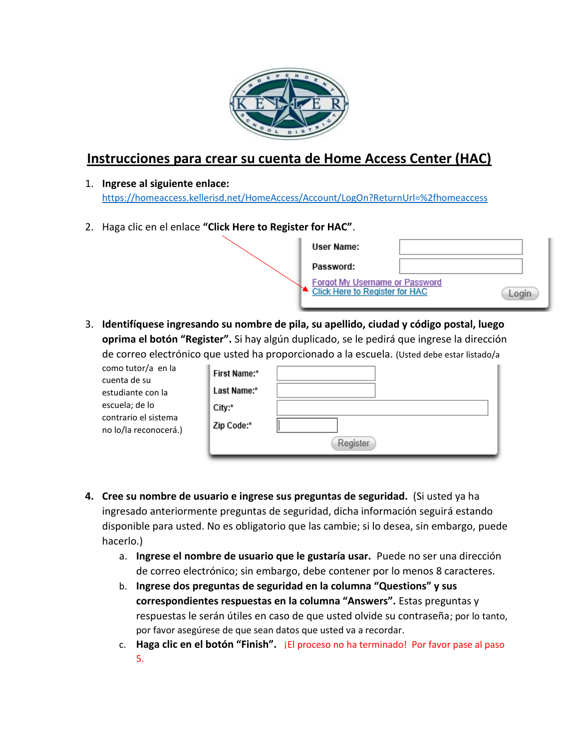# Instrucciones para crear su cuenta de Home Access Center (HAC)

1. **Ingrese al siguiente enlace:** https://homeaccess.kellerisd.net/HomeAccess/Account/LogOn?ReturnUrl=%2fhomeaccess

2. Haga clic en el enlace **"Click Here to Register for HAC"**.

   User Name:
   Password:
   Forgot My Username or Password
   Click Here to Register for HAC
   Login

3. **Identifíquese ingresando su nombre de pila, su apellido, ciudad y código postal, luego oprima el botón "Register".** Si hay algún duplicado, se le pedirá que ingrese la dirección de correo electrónico que usted ha proporcionado a la escuela. (Usted debe estar listado/a como tutor/a en la cuenta de su estudiante con la escuela; de lo contrario el sistema no lo/la reconocerá.)

   First Name:*
   Last Name:*
   City:*
   Zip Code:*
   Register

4. **Cree su nombre de usuario e ingrese sus preguntas de seguridad.** (Si usted ya ha ingresado anteriormente preguntas de seguridad, dicha información seguirá estando disponible para usted. No es obligatorio que las cambie; si lo desea, sin embargo, puede hacerlo.)
   a. **Ingrese el nombre de usuario que le gustaría usar.** Puede no ser una dirección de correo electrónico; sin embargo, debe contener por lo menos 8 caracteres.
   b. **Ingrese dos preguntas de seguridad en la columna "Questions" y sus correspondientes respuestas en la columna "Answers".** Estas preguntas y respuestas le serán útiles en caso de que usted olvide su contraseña; por lo tanto, por favor asegúrese de que sean datos que usted va a recordar.
   c. **Haga clic en el botón "Finish".** ¡El proceso no ha terminado! Por favor pase al paso 5.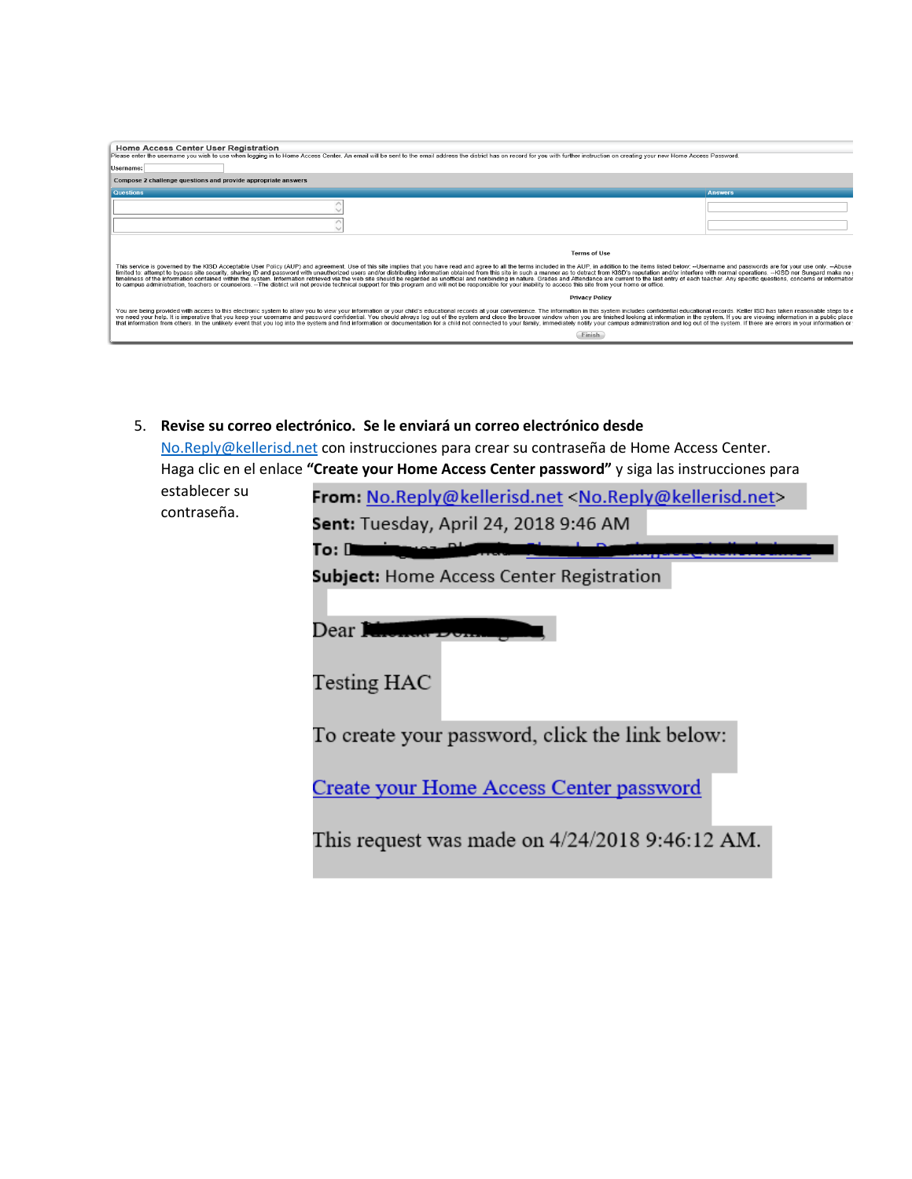Home Access Center User Registration

Please enter the username you wish to use when logging in to Home Access Center. An email will be sent to the email address the district has on record for you with further instruction on creating your new Home Access Password.

Username:

Compose 2 challenge questions and provide appropriate answers

| Questions | Answers |
| --- | --- |
| | |
| | |

Terms of Use

This service is governed by the KISD Acceptable User Policy (AUP) and agreement. Use of this site implies that you have read and agree to all the terms included in the AUP, in addition to the items listed below: --Username and passwords are for your use only. --Abuse limited to: attempt to bypass site security, sharing ID and password with unauthorized users and/or distributing information obtained from this site in such a manner as to detract from KISD's reputation and/or interfere with normal operations. --KISD nor Sungard make no timeliness of the information contained within the system. Information retrieved via the web site should be regarded as unofficial and nonbinding in nature. Grades and Attendance are current to the last entry of each teacher. Any specific questions, concerns or information to campus administration, teachers or counselors. --The district will not provide technical support for this program and will not be responsible for your inability to access this site from your home or office.

Privacy Policy

You are being provided with access to this electronic system to allow you to view your information or your child's educational records at your convenience. The information in this system includes confidential educational records. Keller ISD has taken reasonable steps to e we need your help. It is imperative that you keep your username and password confidential. You should always log out of the system and close the browser window when you are finished looking at information in the system. If you are viewing information in a public place that information from others. In the unlikely event that you log into the system and find information or documentation for a child not connected to your family, immediately notify your campus administration and log out of the system. If there are errors in your information or

Finish

5. **Revise su correo electrónico. Se le enviará un correo electrónico desde** No.Reply@kellerisd.net con instrucciones para crear su contraseña de Home Access Center. Haga clic en el enlace **"Create your Home Access Center password"** y siga las instrucciones para establecer su contraseña.

**From:** No.Reply@kellerisd.net <No.Reply@kellerisd.net>
**Sent:** Tuesday, April 24, 2018 9:46 AM
**To:** [redacted]
**Subject:** Home Access Center Registration

Dear [redacted],

Testing HAC

To create your password, click the link below:

Create your Home Access Center password

This request was made on 4/24/2018 9:46:12 AM.